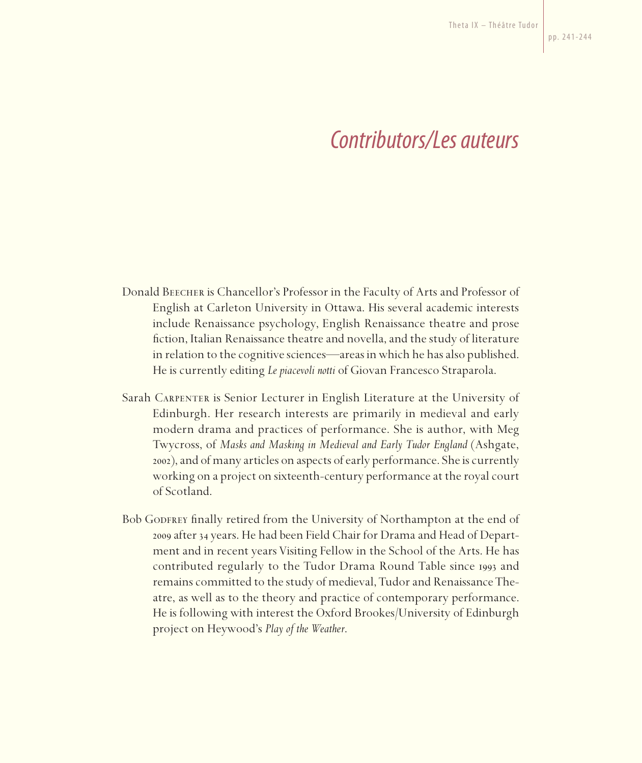# *Contributors/Les auteurs*

Donald Beecher is Chancellor's Professor in the Faculty of Arts and Professor of English at Carleton University in Ottawa. His several academic interests include Renaissance psychology, English Renaissance theatre and prose fiction, Italian Renaissance theatre and novella, and the study of literature in relation to the cognitive sciences—areas in which he has also published. He is currently editing *Le piacevoli notti* of Giovan Francesco Straparola.

Sarah Carpenter is Senior Lecturer in English Literature at the University of Edinburgh. Her research interests are primarily in medieval and early modern drama and practices of performance. She is author, with Meg Twycross, of *Masks and Masking in Medieval and Early Tudor England* (Ashgate, 2002), and of many articles on aspects of early performance. She is currently working on a project on sixteenth-century performance at the royal court of Scotland.

Bob Godfrey finally retired from the University of Northampton at the end of 2009 after 34 years. He had been Field Chair for Drama and Head of Department and in recent years Visiting Fellow in the School of the Arts. He has contributed regularly to the Tudor Drama Round Table since 1993 and remains committed to the study of medieval, Tudor and Renaissance Theatre, as well as to the theory and practice of contemporary performance. He is following with interest the Oxford Brookes/University of Edinburgh project on Heywood's *Play of the Weather*.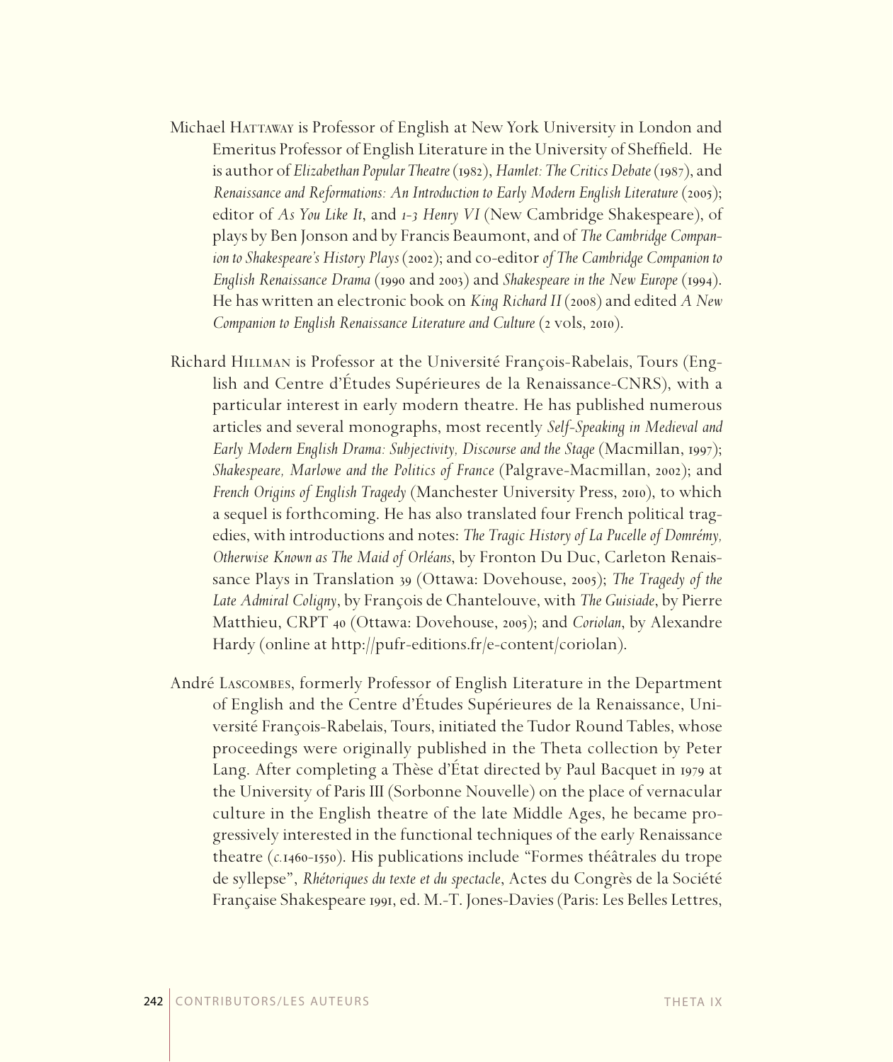Michael Hattaway is Professor of English at New York University in London and Emeritus Professor of English Literature in the University of Sheffield. He is author of *Elizabethan Popular Theatre* (1982), *Hamlet: The Critics Debate* (1987), and *Renaissance and Reformations: An Introduction to Early Modern English Literature* (2005); editor of *As You Like It*, and *1-3 Henry VI* (New Cambridge Shakespeare), of plays by Ben Jonson and by Francis Beaumont, and of *The Cambridge Companion to Shakespeare's History Plays* (2002); and co-editor *of The Cambridge Companion to English Renaissance Drama* (1990 and 2003) and *Shakespeare in the New Europe* (1994). He has written an electronic book on *King Richard II* (2008) and edited *A New Companion to English Renaissance Literature and Culture* (2 vols, 2010).

Richard Hillman is Professor at the Université François-Rabelais, Tours (English and Centre d'Études Supérieures de la Renaissance-CNRS), with a particular interest in early modern theatre. He has published numerous articles and several monographs, most recently *Self-Speaking in Medieval and Early Modern English Drama: Subjectivity, Discourse and the Stage* (Macmillan, 1997); *Shakespeare, Marlowe and the Politics of France* (Palgrave-Macmillan, 2002); and *French Origins of English Tragedy* (Manchester University Press, 2010), to which a sequel is forthcoming. He has also translated four French political tragedies, with introductions and notes: *The Tragic History of La Pucelle of Domrémy, Otherwise Known as The Maid of Orléans*, by Fronton Du Duc, Carleton Renaissance Plays in Translation 39 (Ottawa: Dovehouse, 2005); *The Tragedy of the Late Admiral Coligny*, by François de Chantelouve, with *The Guisiade*, by Pierre Matthieu, CRPT 40 (Ottawa: Dovehouse, 2005); and *Coriolan*, by Alexandre Hardy (online at http://pufr-editions.fr/e-content/coriolan).

André Lascombes, formerly Professor of English Literature in the Department of English and the Centre d'Études Supérieures de la Renaissance, Université François-Rabelais, Tours, initiated the Tudor Round Tables, whose proceedings were originally published in the Theta collection by Peter Lang. After completing a Thèse d'État directed by Paul Bacquet in 1979 at the University of Paris III (Sorbonne Nouvelle) on the place of vernacular culture in the English theatre of the late Middle Ages, he became progressively interested in the functional techniques of the early Renaissance theatre (*c.*1460-1550). His publications include "Formes théâtrales du trope de syllepse", *Rhétoriques du texte et du spectacle*, Actes du Congrès de la Société Française Shakespeare 1991, ed. M.-T. Jones-Davies (Paris: Les Belles Lettres,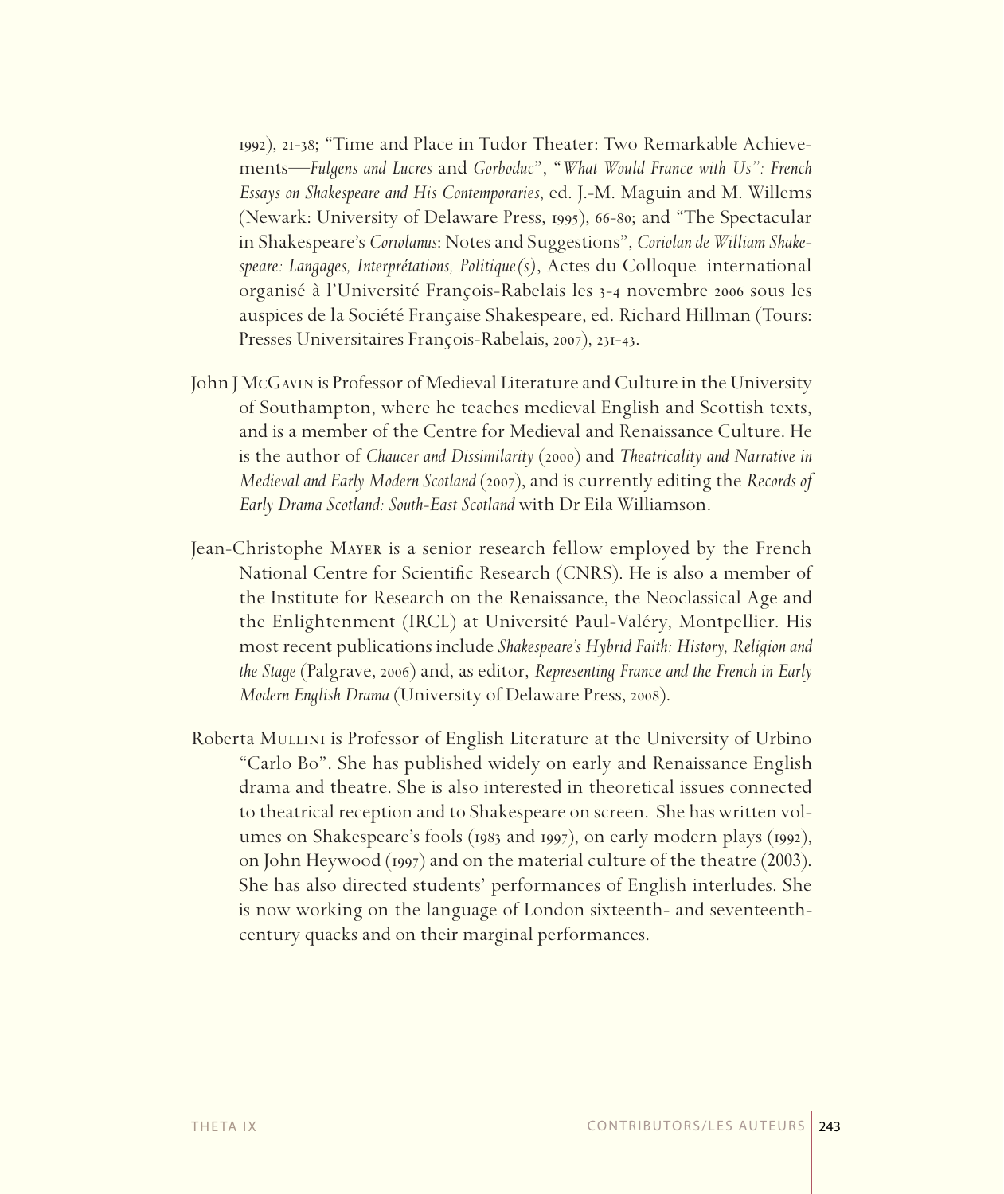1992), 21-38; "Time and Place in Tudor Theater: Two Remarkable Achievements—*Fulgens and Lucres* and *Gorboduc*", "*What Would France with Us": French Essays on Shakespeare and His Contemporaries*, ed. J.-M. Maguin and M. Willems (Newark: University of Delaware Press, 1995), 66-80; and "The Spectacular in Shakespeare's *Coriolanus*: Notes and Suggestions", *Coriolan de William Shakespeare: Langages, Interprétations, Politique(s)*, Actes du Colloque international organisé à l'Université François-Rabelais les 3-4 novembre 2006 sous les auspices de la Société Française Shakespeare, ed. Richard Hillman (Tours: Presses Universitaires François-Rabelais, 2007), 231-43.

John J McGavin is Professor of Medieval Literature and Culture in the University of Southampton, where he teaches medieval English and Scottish texts, and is a member of the Centre for Medieval and Renaissance Culture. He is the author of *Chaucer and Dissimilarity* (2000) and *Theatricality and Narrative in Medieval and Early Modern Scotland* (2007), and is currently editing the *Records of Early Drama Scotland: South-East Scotland* with Dr Eila Williamson.

Jean-Christophe Mayer is a senior research fellow employed by the French National Centre for Scientific Research (CNRS). He is also a member of the Institute for Research on the Renaissance, the Neoclassical Age and the Enlightenment (IRCL) at Université Paul-Valéry, Montpellier. His most recent publications include *Shakespeare's Hybrid Faith: History, Religion and the Stage* (Palgrave, 2006) and, as editor, *Representing France and the French in Early Modern English Drama* (University of Delaware Press, 2008).

Roberta Mullini is Professor of English Literature at the University of Urbino "Carlo Bo". She has published widely on early and Renaissance English drama and theatre. She is also interested in theoretical issues connected to theatrical reception and to Shakespeare on screen. She has written volumes on Shakespeare's fools (1983 and 1997), on early modern plays (1992), on John Heywood (1997) and on the material culture of the theatre (2003). She has also directed students' performances of English interludes. She is now working on the language of London sixteenth- and seventeenth-century quacks and on their marginal performances.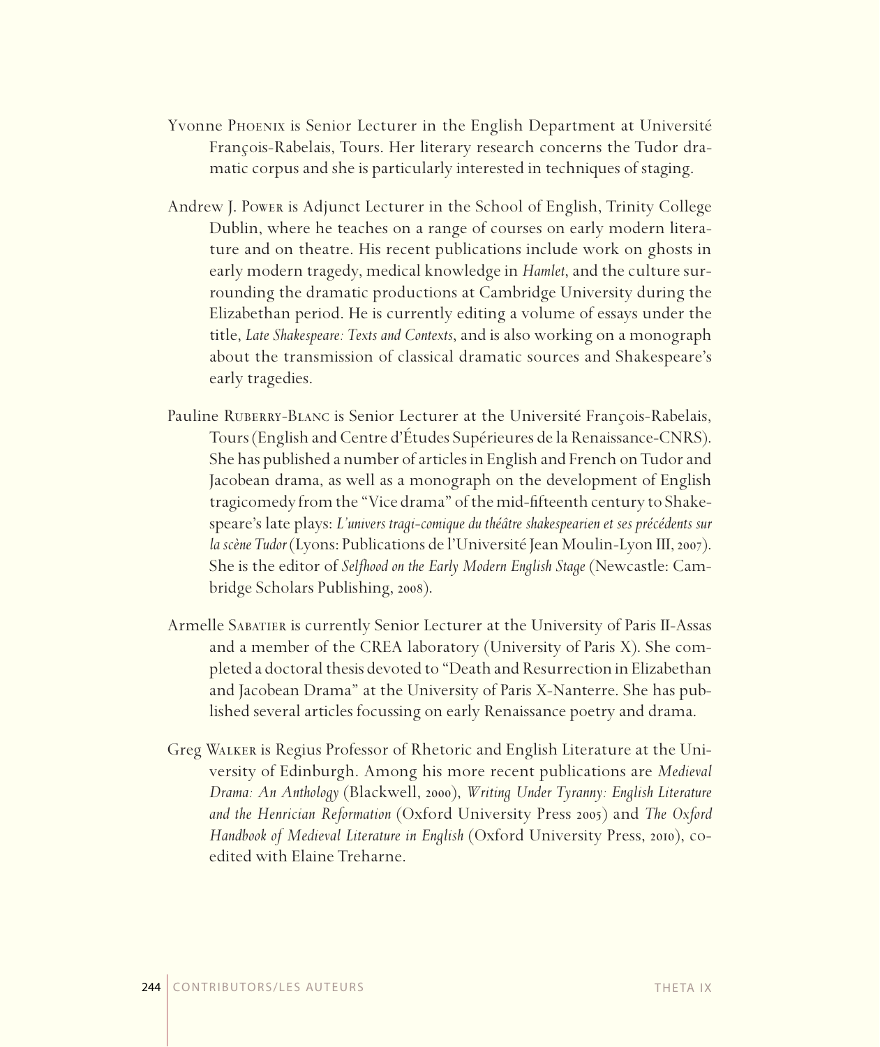Yvonne Phoenix is Senior Lecturer in the English Department at Université François-Rabelais, Tours. Her literary research concerns the Tudor dramatic corpus and she is particularly interested in techniques of staging.

Andrew J. Power is Adjunct Lecturer in the School of English, Trinity College Dublin, where he teaches on a range of courses on early modern literature and on theatre. His recent publications include work on ghosts in early modern tragedy, medical knowledge in *Hamlet*, and the culture surrounding the dramatic productions at Cambridge University during the Elizabethan period. He is currently editing a volume of essays under the title, *Late Shakespeare: Texts and Contexts*, and is also working on a monograph about the transmission of classical dramatic sources and Shakespeare's early tragedies.

Pauline Ruberry-Blanc is Senior Lecturer at the Université François-Rabelais, Tours (English and Centre d'Études Supérieures de la Renaissance-CNRS). She has published a number of articles in English and French on Tudor and Jacobean drama, as well as a monograph on the development of English tragicomedy from the "Vice drama" of the mid-fifteenth century to Shakespeare's late plays: *L'univers tragi-comique du théâtre shakespearien et ses précédents sur la scène Tudor* (Lyons: Publications de l'Université Jean Moulin-Lyon III, 2007). She is the editor of *Selfhood on the Early Modern English Stage* (Newcastle: Cambridge Scholars Publishing, 2008).

Armelle Sabatier is currently Senior Lecturer at the University of Paris II-Assas and a member of the CREA laboratory (University of Paris X). She completed a doctoral thesis devoted to "Death and Resurrection in Elizabethan and Jacobean Drama" at the University of Paris X-Nanterre. She has published several articles focussing on early Renaissance poetry and drama.

Greg Walker is Regius Professor of Rhetoric and English Literature at the University of Edinburgh. Among his more recent publications are *Medieval Drama: An Anthology* (Blackwell, 2000), *Writing Under Tyranny: English Literature and the Henrician Reformation* (Oxford University Press 2005) and *The Oxford Handbook of Medieval Literature in English* (Oxford University Press, 2010), co-edited with Elaine Treharne.